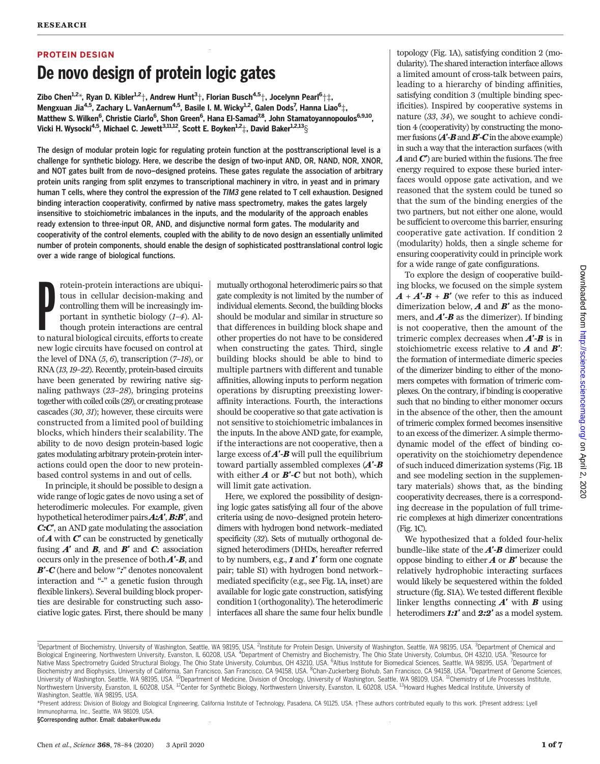## PROTEIN DESIGN

# De novo design of protein logic gates

Zibo Chen[1,2]*, Ryan D. Kibler[1,2]†, Andrew Hunt[3]†, Florian Busch[4,5]†, Jocelynn Pearl[6]†‡, Mengxuan Jia[4,5], Zachary L. VanAernum[4,5], Basile I. M. Wicky[1,2], Galen Dods[7], Hanna Liao[6]‡, Matthew S. Wilken[6], Christie Ciarlo[6], Shon Green[6], Hana El-Samad[7,8], John Stamatoyannopoulos[6,9,10], Vicki H. Wysocki[4,5], Michael C. Jewett[3,11,12], Scott E. Boyken[1,2]‡, David Baker[1,2,13]§

**The design of modular protein logic for regulating protein function at the posttranscriptional level is a challenge for synthetic biology. Here, we describe the design of two-input AND, OR, NAND, NOR, XNOR, and NOT gates built from de novo–designed proteins. These gates regulate the association of arbitrary protein units ranging from split enzymes to transcriptional machinery in vitro, in yeast and in primary human T cells, where they control the expression of the *TIM3* gene related to T cell exhaustion. Designed binding interaction cooperativity, confirmed by native mass spectrometry, makes the gates largely insensitive to stoichiometric imbalances in the inputs, and the modularity of the approach enables ready extension to three-input OR, AND, and disjunctive normal form gates. The modularity and cooperativity of the control elements, coupled with the ability to de novo design an essentially unlimited number of protein components, should enable the design of sophisticated posttranslational control logic over a wide range of biological functions.**

Protein-protein interactions are ubiquitous in cellular decision-making and controlling them will be increasingly important in synthetic biology (*1*–*4*). Although protein interactions are central to natural biological circuits, efforts to create new logic circuits have focused on control at the level of DNA (*5*, *6*), transcription (*7*–*18*), or RNA (*13*, *19*–*22*). Recently, protein-based circuits have been generated by rewiring native signaling pathways (*23*–*28*), bringing proteins together with coiled coils (*29*), or creating protease cascades (*30*, *31*); however, these circuits were constructed from a limited pool of building blocks, which hinders their scalability. The ability to de novo design protein-based logic gates modulating arbitrary protein-protein interactions could open the door to new protein-based control systems in and out of cells.

In principle, it should be possible to design a wide range of logic gates de novo using a set of heterodimeric molecules. For example, given hypothetical heterodimer pairs ***A:A′***, ***B:B′***, and ***C:C′***, an AND gate modulating the association of ***A*** with ***C′*** can be constructed by genetically fusing ***A′*** and ***B***, and ***B′*** and ***C***: association occurs only in the presence of both ***A′-B***, and ***B′-C*** (here and below "**:**" denotes noncovalent interaction and "**-**" a genetic fusion through flexible linkers). Several building block properties are desirable for constructing such associative logic gates. First, there should be many mutually orthogonal heterodimeric pairs so that gate complexity is not limited by the number of individual elements. Second, the building blocks should be modular and similar in structure so that differences in building block shape and other properties do not have to be considered when constructing the gates. Third, single building blocks should be able to bind to multiple partners with different and tunable affinities, allowing inputs to perform negation operations by disrupting preexisting lower-affinity interactions. Fourth, the interactions should be cooperative so that gate activation is not sensitive to stoichiometric imbalances in the inputs. In the above AND gate, for example, if the interactions are not cooperative, then a large excess of ***A′-B*** will pull the equilibrium toward partially assembled complexes (***A′-B*** with either ***A*** or ***B′-C*** but not both), which will limit gate activation.

Here, we explored the possibility of designing logic gates satisfying all four of the above criteria using de novo–designed protein heterodimers with hydrogen bond network–mediated specificity (*32*). Sets of mutually orthogonal designed heterodimers (DHDs, hereafter referred to by numbers, e.g., ***1*** and ***1′*** form one cognate pair; table S1) with hydrogen bond network–mediated specificity (e.g., see Fig. 1A, inset) are available for logic gate construction, satisfying condition 1 (orthogonality). The heterodimeric interfaces all share the same four helix bundle topology (Fig. 1A), satisfying condition 2 (modularity). The shared interaction interface allows a limited amount of cross-talk between pairs, leading to a hierarchy of binding affinities, satisfying condition 3 (multiple binding specificities). Inspired by cooperative systems in nature (*33*, *34*), we sought to achieve condition 4 (cooperativity) by constructing the monomer fusions (***A′-B*** and ***B′-C*** in the above example) in such a way that the interaction surfaces (with ***A*** and ***C′***) are buried within the fusions. The free energy required to expose these buried interfaces would oppose gate activation, and we reasoned that the system could be tuned so that the sum of the binding energies of the two partners, but not either one alone, would be sufficient to overcome this barrier, ensuring cooperative gate activation. If condition 2 (modularity) holds, then a single scheme for ensuring cooperativity could in principle work for a wide range of gate configurations.

To explore the design of cooperative building blocks, we focused on the simple system ***A*** + ***A′-B*** + ***B′*** (we refer to this as induced dimerization below, ***A*** and ***B′*** as the monomers, and ***A′-B*** as the dimerizer). If binding is not cooperative, then the amount of the trimeric complex decreases when ***A′-B*** is in stoichiometric excess relative to ***A*** and ***B′***: the formation of intermediate dimeric species of the dimerizer binding to either of the monomers competes with formation of trimeric complexes. On the contrary, if binding is cooperative such that no binding to either monomer occurs in the absence of the other, then the amount of trimeric complex formed becomes insensitive to an excess of the dimerizer. A simple thermodynamic model of the effect of binding cooperativity on the stoichiometry dependence of such induced dimerization systems (Fig. 1B and see modeling section in the supplementary materials) shows that, as the binding cooperativity decreases, there is a corresponding decrease in the population of full trimeric complexes at high dimerizer concentrations (Fig. 1C).

We hypothesized that a folded four-helix bundle–like state of the ***A′-B*** dimerizer could oppose binding to either ***A*** or ***B′*** because the relatively hydrophobic interacting surfaces would likely be sequestered within the folded structure (fig. S1A). We tested different flexible linker lengths connecting ***A′*** with ***B*** using heterodimers ***1:1′*** and ***2:2′*** as a model system.

---

[1]Department of Biochemistry, University of Washington, Seattle, WA 98195, USA. [2]Institute for Protein Design, University of Washington, Seattle, WA 98195, USA. [3]Department of Chemical and Biological Engineering, Northwestern University, Evanston, IL 60208, USA. [4]Department of Chemistry and Biochemistry, The Ohio State University, Columbus, OH 43210, USA. [5]Resource for Native Mass Spectrometry Guided Structural Biology, The Ohio State University, Columbus, OH 43210, USA. [6]Altius Institute for Biomedical Sciences, Seattle, WA 98195, USA. [7]Department of Biochemistry and Biophysics, University of California, San Francisco, San Francisco, CA 94158, USA. [8]Chan-Zuckerberg Biohub, San Francisco, CA 94158, USA. [9]Department of Genome Sciences, University of Washington, Seattle, WA 98195, USA. [10]Department of Medicine, Division of Oncology, University of Washington, Seattle, WA 98109, USA. [11]Chemistry of Life Processes Institute, Northwestern University, Evanston, IL 60208, USA. [12]Center for Synthetic Biology, Northwestern University, Evanston, IL 60208, USA. [13]Howard Hughes Medical Institute, University of Washington, Seattle, WA 98195, USA.

*Present address: Division of Biology and Biological Engineering, California Institute of Technology, Pasadena, CA 91125, USA. †These authors contributed equally to this work. ‡Present address: Lyell Immunopharma, Inc., Seattle, WA 98109, USA.

§Corresponding author. Email: dabaker@uw.edu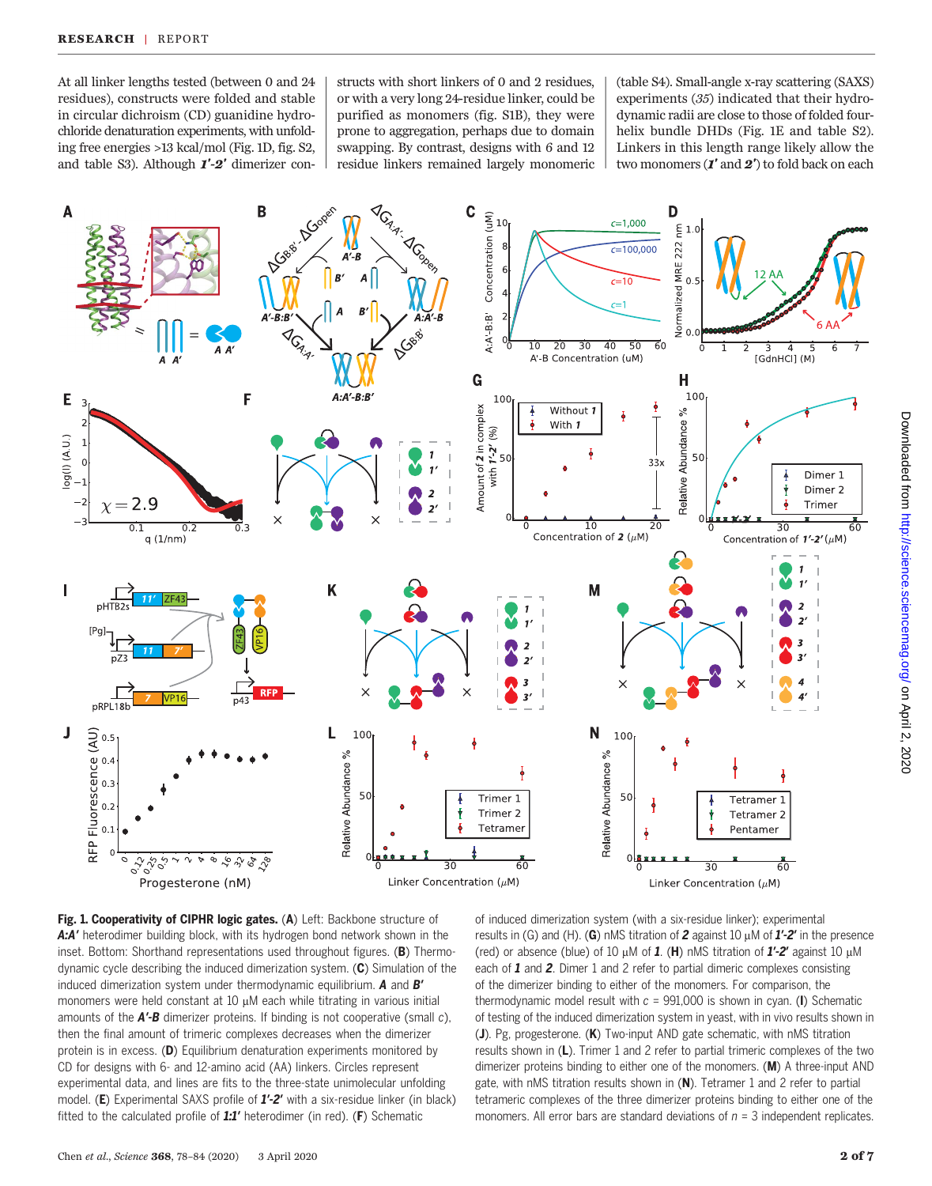At all linker lengths tested (between 0 and 24 residues), constructs were folded and stable in circular dichroism (CD) guanidine hydrochloride denaturation experiments, with unfolding free energies >13 kcal/mol (Fig. 1D, fig. S2, and table S3). Although ***1′-2′*** dimerizer constructs with short linkers of 0 and 2 residues, or with a very long 24-residue linker, could be purified as monomers (fig. S1B), they were prone to aggregation, perhaps due to domain swapping. By contrast, designs with 6 and 12 residue linkers remained largely monomeric (table S4). Small-angle x-ray scattering (SAXS) experiments (35) indicated that their hydrodynamic radii are close to those of folded four-helix bundle DHDs (Fig. 1E and table S2). Linkers in this length range likely allow the two monomers (***1′*** and ***2′***) to fold back on each

**Fig. 1. Cooperativity of CIPHR logic gates.** (**A**) Left: Backbone structure of ***A:A′*** heterodimer building block, with its hydrogen bond network shown in the inset. Bottom: Shorthand representations used throughout figures. (**B**) Thermodynamic cycle describing the induced dimerization system. (**C**) Simulation of the induced dimerization system under thermodynamic equilibrium. ***A*** and ***B′*** monomers were held constant at 10 μM each while titrating in various initial amounts of the ***A′-B*** dimerizer proteins. If binding is not cooperative (small *c*), then the final amount of trimeric complexes decreases when the dimerizer protein is in excess. (**D**) Equilibrium denaturation experiments monitored by CD for designs with 6- and 12-amino acid (AA) linkers. Circles represent experimental data, and lines are fits to the three-state unimolecular unfolding model. (**E**) Experimental SAXS profile of ***1′-2′*** with a six-residue linker (in black) fitted to the calculated profile of ***1:1′*** heterodimer (in red). (**F**) Schematic of induced dimerization system (with a six-residue linker); experimental results in (G) and (H). (**G**) nMS titration of ***2*** against 10 μM of ***1′-2′*** in the presence (red) or absence (blue) of 10 μM of ***1***. (**H**) nMS titration of ***1′-2′*** against 10 μM each of ***1*** and ***2***. Dimer 1 and 2 refer to partial dimeric complexes consisting of the dimerizer binding to either of the monomers. For comparison, the thermodynamic model result with *c* = 991,000 is shown in cyan. (**I**) Schematic of testing of the induced dimerization system in yeast, with in vivo results shown in (**J**). Pg, progesterone. (**K**) Two-input AND gate schematic, with nMS titration results shown in (**L**). Trimer 1 and 2 refer to partial trimeric complexes of the two dimerizer proteins binding to either one of the monomers. (**M**) A three-input AND gate, with nMS titration results shown in (**N**). Tetramer 1 and 2 refer to partial tetrameric complexes of the three dimerizer proteins binding to either one of the monomers. All error bars are standard deviations of *n* = 3 independent replicates.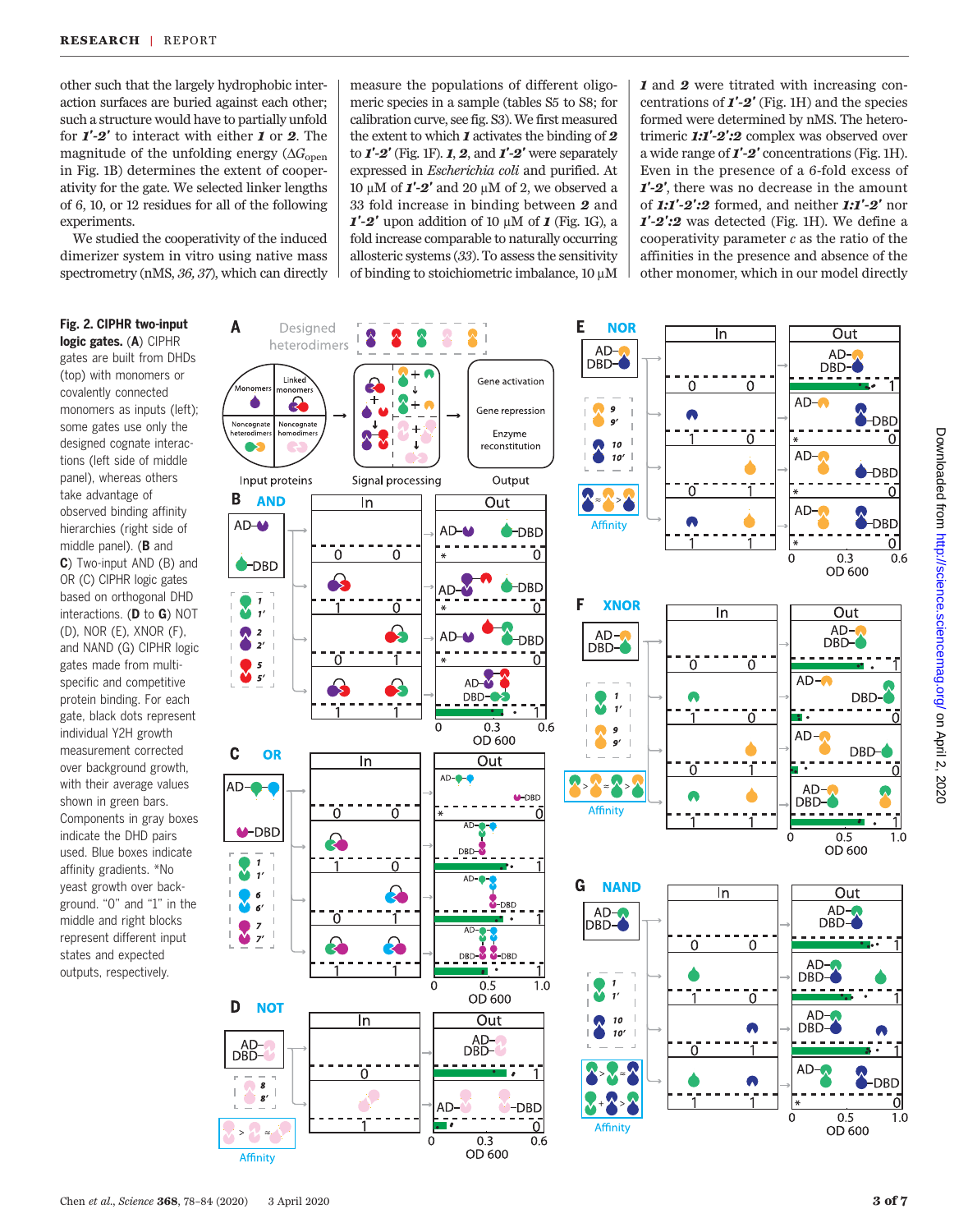other such that the largely hydrophobic interaction surfaces are buried against each other; such a structure would have to partially unfold for ***1′-2′*** to interact with either ***1*** or ***2***. The magnitude of the unfolding energy ($\Delta G_{open}$ in Fig. 1B) determines the extent of cooperativity for the gate. We selected linker lengths of 6, 10, or 12 residues for all of the following experiments.

We studied the cooperativity of the induced dimerizer system in vitro using native mass spectrometry (nMS, *36*, *37*), which can directly measure the populations of different oligomeric species in a sample (tables S5 to S8; for calibration curve, see fig. S3). We first measured the extent to which ***1*** activates the binding of ***2*** to ***1′-2′*** (Fig. 1F). ***1***, ***2***, and ***1′-2′*** were separately expressed in *Escherichia coli* and purified. At 10 μM of ***1′-2′*** and 20 μM of 2, we observed a 33 fold increase in binding between ***2*** and ***1′-2′*** upon addition of 10 μM of ***1*** (Fig. 1G), a fold increase comparable to naturally occurring allosteric systems (*33*). To assess the sensitivity of binding to stoichiometric imbalance, 10 μM ***1*** and ***2*** were titrated with increasing concentrations of ***1′-2′*** (Fig. 1H) and the species formed were determined by nMS. The heterotrimeric ***1:1′-2′:2*** complex was observed over a wide range of ***1′-2′*** concentrations (Fig. 1H). Even in the presence of a 6-fold excess of ***1′-2′***, there was no decrease in the amount of ***1:1′-2′:2*** formed, and neither ***1:1′-2′*** nor ***1′-2′:2*** was detected (Fig. 1H). We define a cooperativity parameter *c* as the ratio of the affinities in the presence and absence of the other monomer, which in our model directly

**Fig. 2. CIPHR two-input logic gates.** (**A**) CIPHR gates are built from DHDs (top) with monomers or covalently connected monomers as inputs (left); some gates use only the designed cognate interactions (left side of middle panel), whereas others take advantage of observed binding affinity hierarchies (right side of middle panel). (**B** and **C**) Two-input AND (B) and OR (C) CIPHR logic gates based on orthogonal DHD interactions. (**D** to **G**) NOT (D), NOR (E), XNOR (F), and NAND (G) CIPHR logic gates made from multispecific and competitive protein binding. For each gate, black dots represent individual Y2H growth measurement corrected over background growth, with their average values shown in green bars. Components in gray boxes indicate the DHD pairs used. Blue boxes indicate affinity gradients. *No yeast growth over background. "0" and "1" in the middle and right blocks represent different input states and expected outputs, respectively.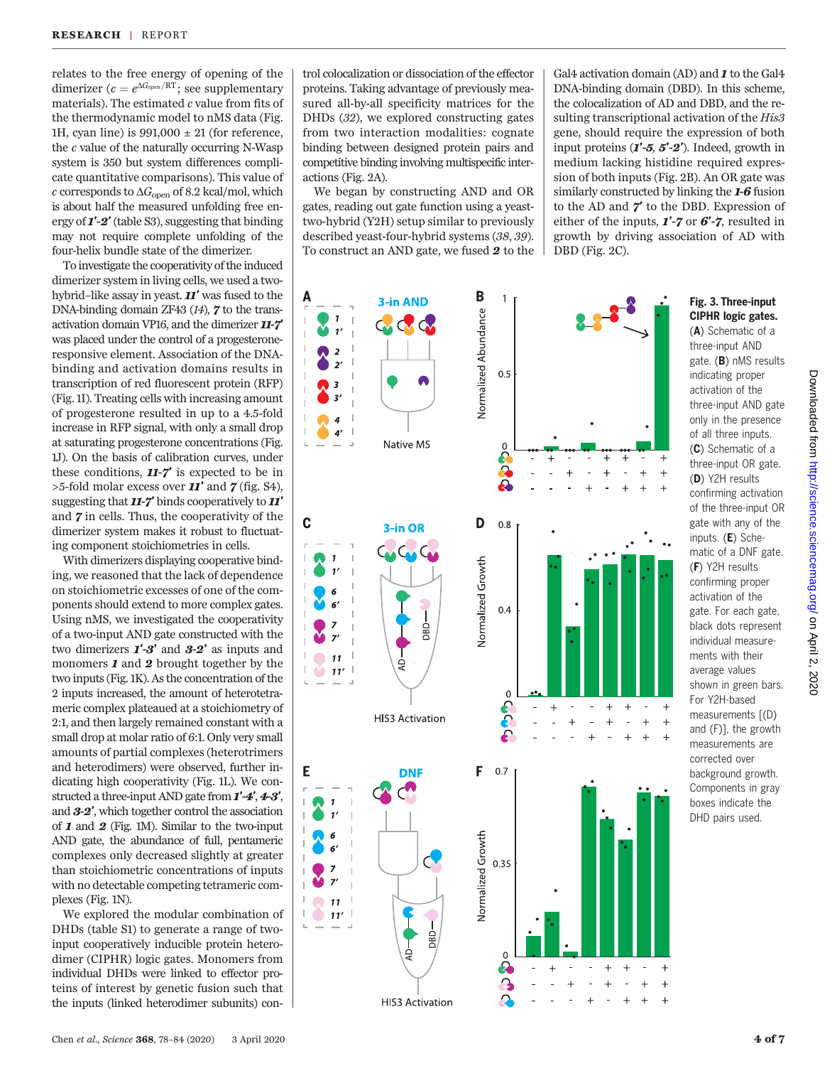relates to the free energy of opening of the dimerizer ($c = e^{\Delta G_{open}/RT}$; see supplementary materials). The estimated $c$ value from fits of the thermodynamic model to nMS data (Fig. 1H, cyan line) is 991,000 ± 21 (for reference, the $c$ value of the naturally occurring N-Wasp system is 350 but system differences complicate quantitative comparisons). This value of $c$ corresponds to $\Delta G_{open}$ of 8.2 kcal/mol, which is about half the measured unfolding free energy of ***1′-2′*** (table S3), suggesting that binding may not require complete unfolding of the four-helix bundle state of the dimerizer.

To investigate the cooperativity of the induced dimerizer system in living cells, we used a two-hybrid–like assay in yeast. ***11′*** was fused to the DNA-binding domain ZF43 (*14*), ***7*** to the transactivation domain VP16, and the dimerizer ***11-7′*** was placed under the control of a progesterone-responsive element. Association of the DNA-binding and activation domains results in transcription of red fluorescent protein (RFP) (Fig. 1I). Treating cells with increasing amount of progesterone resulted in up to a 4.5-fold increase in RFP signal, with only a small drop at saturating progesterone concentrations (Fig. 1J). On the basis of calibration curves, under these conditions, ***11-7′*** is expected to be in >5-fold molar excess over ***11′*** and ***7*** (fig. S4), suggesting that ***11-7′*** binds cooperatively to ***11′*** and ***7*** in cells. Thus, the cooperativity of the dimerizer system makes it robust to fluctuating component stoichiometries in cells.

With dimerizers displaying cooperative binding, we reasoned that the lack of dependence on stoichiometric excesses of one of the components should extend to more complex gates. Using nMS, we investigated the cooperativity of a two-input AND gate constructed with the two dimerizers ***1′-3′*** and ***3-2′*** as inputs and monomers ***1*** and ***2*** brought together by the two inputs (Fig. 1K). As the concentration of the 2 inputs increased, the amount of heterotetrameric complex plateaued at a stoichiometry of 2:1, and then largely remained constant with a small drop at molar ratio of 6:1. Only very small amounts of partial complexes (heterotrimers and heterodimers) were observed, further indicating high cooperativity (Fig. 1L). We constructed a three-input AND gate from ***1′-4′***, ***4-3′***, and ***3-2′***, which together control the association of ***1*** and ***2*** (Fig. 1M). Similar to the two-input AND gate, the abundance of full, pentameric complexes only decreased slightly at greater than stoichiometric concentrations of inputs with no detectable competing tetrameric complexes (Fig. 1N).

We explored the modular combination of DHDs (table S1) to generate a range of two-input cooperatively inducible protein heterodimer (CIPHR) logic gates. Monomers from individual DHDs were linked to effector proteins of interest by genetic fusion such that the inputs (linked heterodimer subunits) control colocalization or dissociation of the effector proteins. Taking advantage of previously measured all-by-all specificity matrices for the DHDs (*32*), we explored constructing gates from two interaction modalities: cognate binding between designed protein pairs and competitive binding involving multispecific interactions (Fig. 2A).

We began by constructing AND and OR gates, reading out gate function using a yeast-two-hybrid (Y2H) setup similar to previously described yeast-four-hybrid systems (*38*, *39*). To construct an AND gate, we fused ***2*** to the Gal4 activation domain (AD) and ***1*** to the Gal4 DNA-binding domain (DBD). In this scheme, the colocalization of AD and DBD, and the resulting transcriptional activation of the *His3* gene, should require the expression of both input proteins (***1′-5***, ***5′-2′***). Indeed, growth in medium lacking histidine required expression of both inputs (Fig. 2B). An OR gate was similarly constructed by linking the ***1-6*** fusion to the AD and ***7′*** to the DBD. Expression of either of the inputs, ***1′-7*** or ***6′-7***, resulted in growth by driving association of AD with DBD (Fig. 2C).

**Fig. 3. Three-input CIPHR logic gates.** (**A**) Schematic of a three-input AND gate. (**B**) nMS results indicating proper activation of the three-input AND gate only in the presence of all three inputs. (**C**) Schematic of a three-input OR gate. (**D**) Y2H results confirming activation of the three-input OR gate with any of the inputs. (**E**) Schematic of a DNF gate. (**F**) Y2H results confirming proper activation of the gate. For each gate, black dots represent individual measurements with their average values shown in green bars. For Y2H-based measurements [(D) and (F)], the growth measurements are corrected over background growth. Components in gray boxes indicate the DHD pairs used.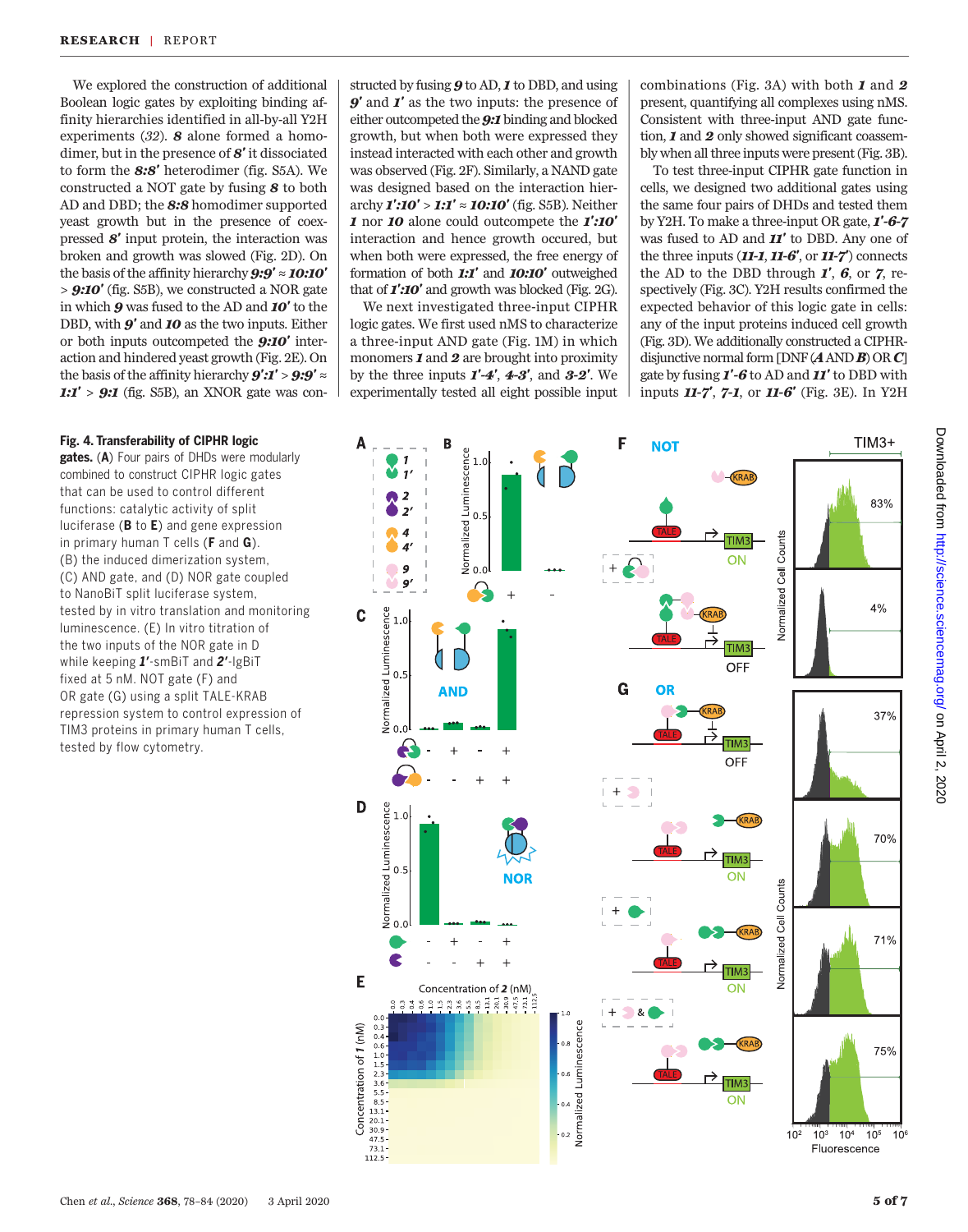We explored the construction of additional Boolean logic gates by exploiting binding affinity hierarchies identified in all-by-all Y2H experiments (32). ***8*** alone formed a homodimer, but in the presence of ***8′*** it dissociated to form the ***8:8′*** heterodimer (fig. S5A). We constructed a NOT gate by fusing ***8*** to both AD and DBD; the ***8:8*** homodimer supported yeast growth but in the presence of coexpressed ***8′*** input protein, the interaction was broken and growth was slowed (Fig. 2D). On the basis of the affinity hierarchy ***9:9′*** ≈ ***10:10′*** > ***9:10′*** (fig. S5B), we constructed a NOR gate in which ***9*** was fused to the AD and ***10′*** to the DBD, with ***9′*** and ***10*** as the two inputs. Either or both inputs outcompeted the ***9:10′*** interaction and hindered yeast growth (Fig. 2E). On the basis of the affinity hierarchy ***9′:1′*** > ***9:9′*** ≈ ***1:1′*** > ***9:1*** (fig. S5B), an XNOR gate was constructed by fusing ***9*** to AD, ***1*** to DBD, and using ***9′*** and ***1′*** as the two inputs: the presence of either outcompeted the ***9:1*** binding and blocked growth, but when both were expressed they instead interacted with each other and growth was observed (Fig. 2F). Similarly, a NAND gate was designed based on the interaction hierarchy ***1′:10′*** > ***1:1′*** ≈ ***10:10′*** (fig. S5B). Neither ***1*** nor ***10*** alone could outcompete the ***1′:10′*** interaction and hence growth occured, but when both were expressed, the free energy of formation of both ***1:1′*** and ***10:10′*** outweighed that of ***1′:10′*** and growth was blocked (Fig. 2G).

We next investigated three-input CIPHR logic gates. We first used nMS to characterize a three-input AND gate (Fig. 1M) in which monomers ***1*** and ***2*** are brought into proximity by the three inputs ***1′-4′***, ***4-3′***, and ***3-2′***. We experimentally tested all eight possible input combinations (Fig. 3A) with both ***1*** and ***2*** present, quantifying all complexes using nMS. Consistent with three-input AND gate function, ***1*** and ***2*** only showed significant coassembly when all three inputs were present (Fig. 3B).

To test three-input CIPHR gate function in cells, we designed two additional gates using the same four pairs of DHDs and tested them by Y2H. To make a three-input OR gate, ***1′-6-7*** was fused to AD and ***11′*** to DBD. Any one of the three inputs (***11-1***, ***11-6′***, or ***11-7′***) connects the AD to the DBD through ***1′***, ***6***, or ***7***, respectively (Fig. 3C). Y2H results confirmed the expected behavior of this logic gate in cells: any of the input proteins induced cell growth (Fig. 3D). We additionally constructed a CIPHR-disjunctive normal form [DNF (***A*** AND ***B***) OR ***C***] gate by fusing ***1′-6*** to AD and ***11′*** to DBD with inputs ***11-7′***, ***7-1***, or ***11-6′*** (Fig. 3E). In Y2H

**Fig. 4. Transferability of CIPHR logic gates.** (**A**) Four pairs of DHDs were modularly combined to construct CIPHR logic gates that can be used to control different functions: catalytic activity of split luciferase (**B** to **E**) and gene expression in primary human T cells (**F** and **G**). (B) the induced dimerization system, (C) AND gate, and (D) NOR gate coupled to NanoBiT split luciferase system, tested by in vitro translation and monitoring luminescence. (E) In vitro titration of the two inputs of the NOR gate in D while keeping ***1′***-smBiT and ***2′***-lgBiT fixed at 5 nM. NOT gate (F) and OR gate (G) using a split TALE-KRAB repression system to control expression of TIM3 proteins in primary human T cells, tested by flow cytometry.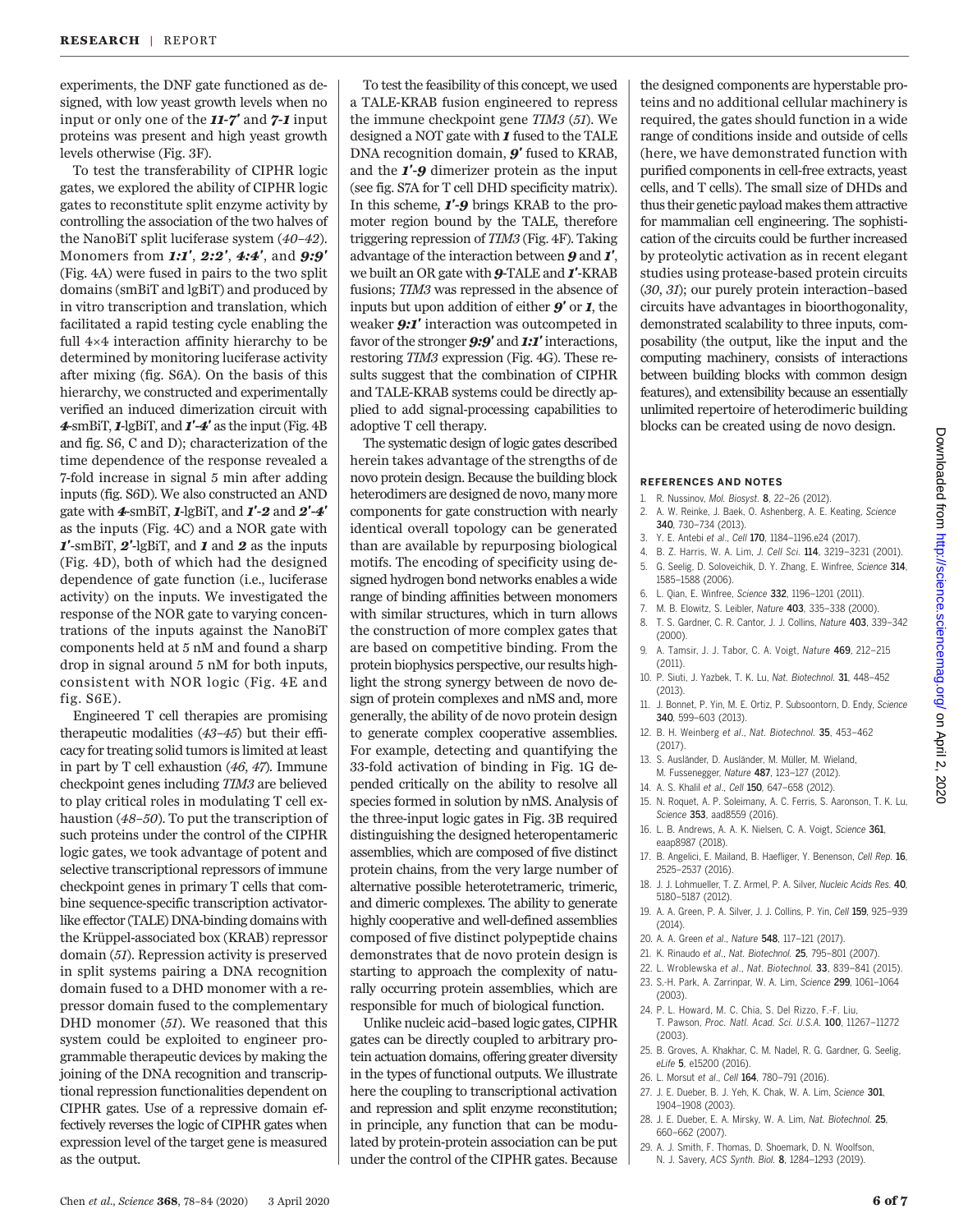experiments, the DNF gate functioned as designed, with low yeast growth levels when no input or only one of the ***11*-*7′*** and ***7*-*1*** input proteins was present and high yeast growth levels otherwise (Fig. 3F).

To test the transferability of CIPHR logic gates, we explored the ability of CIPHR logic gates to reconstitute split enzyme activity by controlling the association of the two halves of the NanoBiT split luciferase system (*40*–*42*). Monomers from ***1*:*1′***, ***2*:*2′***, ***4*:*4′***, and ***9*:*9′*** (Fig. 4A) were fused in pairs to the two split domains (smBiT and lgBiT) and produced by in vitro transcription and translation, which facilitated a rapid testing cycle enabling the full 4×4 interaction affinity hierarchy to be determined by monitoring luciferase activity after mixing (fig. S6A). On the basis of this hierarchy, we constructed and experimentally verified an induced dimerization circuit with ***4***-smBiT, ***1***-lgBiT, and ***1′*-*4′*** as the input (Fig. 4B and fig. S6, C and D); characterization of the time dependence of the response revealed a 7-fold increase in signal 5 min after adding inputs (fig. S6D). We also constructed an AND gate with ***4***-smBiT, ***1***-lgBiT, and ***1′*-*2*** and ***2′*-*4′*** as the inputs (Fig. 4C) and a NOR gate with ***1′***-smBiT, ***2′***-lgBiT, and ***1*** and ***2*** as the inputs (Fig. 4D), both of which had the designed dependence of gate function (i.e., luciferase activity) on the inputs. We investigated the response of the NOR gate to varying concentrations of the inputs against the NanoBiT components held at 5 nM and found a sharp drop in signal around 5 nM for both inputs, consistent with NOR logic (Fig. 4E and fig. S6E).

Engineered T cell therapies are promising therapeutic modalities (*43*–*45*) but their efficacy for treating solid tumors is limited at least in part by T cell exhaustion (*46*, *47*). Immune checkpoint genes including *TIM3* are believed to play critical roles in modulating T cell exhaustion (*48*–*50*). To put the transcription of such proteins under the control of the CIPHR logic gates, we took advantage of potent and selective transcriptional repressors of immune checkpoint genes in primary T cells that combine sequence-specific transcription activator-like effector (TALE) DNA-binding domains with the Krüppel-associated box (KRAB) repressor domain (*51*). Repression activity is preserved in split systems pairing a DNA recognition domain fused to a DHD monomer with a repressor domain fused to the complementary DHD monomer (*51*). We reasoned that this system could be exploited to engineer programmable therapeutic devices by making the joining of the DNA recognition and transcriptional repression functionalities dependent on CIPHR gates. Use of a repressive domain effectively reverses the logic of CIPHR gates when expression level of the target gene is measured as the output.

To test the feasibility of this concept, we used a TALE-KRAB fusion engineered to repress the immune checkpoint gene *TIM3* (*51*). We designed a NOT gate with ***1*** fused to the TALE DNA recognition domain, ***9′*** fused to KRAB, and the ***1′*-*9*** dimerizer protein as the input (see fig. S7A for T cell DHD specificity matrix). In this scheme, ***1′*-*9*** brings KRAB to the promoter region bound by the TALE, therefore triggering repression of *TIM3* (Fig. 4F). Taking advantage of the interaction between ***9*** and ***1′***, we built an OR gate with ***9***-TALE and ***1′***-KRAB fusions; *TIM3* was repressed in the absence of inputs but upon addition of either ***9′*** or ***1***, the weaker ***9*:*1′*** interaction was outcompeted in favor of the stronger ***9*:*9′*** and ***1*:*1′*** interactions, restoring *TIM3* expression (Fig. 4G). These results suggest that the combination of CIPHR and TALE-KRAB systems could be directly applied to add signal-processing capabilities to adoptive T cell therapy.

The systematic design of logic gates described herein takes advantage of the strengths of de novo protein design. Because the building block heterodimers are designed de novo, many more components for gate construction with nearly identical overall topology can be generated than are available by repurposing biological motifs. The encoding of specificity using designed hydrogen bond networks enables a wide range of binding affinities between monomers with similar structures, which in turn allows the construction of more complex gates that are based on competitive binding. From the protein biophysics perspective, our results highlight the strong synergy between de novo design of protein complexes and nMS and, more generally, the ability of de novo protein design to generate complex cooperative assemblies. For example, detecting and quantifying the 33-fold activation of binding in Fig. 1G depended critically on the ability to resolve all species formed in solution by nMS. Analysis of the three-input logic gates in Fig. 3B required distinguishing the designed heteropentameric assemblies, which are composed of five distinct protein chains, from the very large number of alternative possible heterotetrameric, trimeric, and dimeric complexes. The ability to generate highly cooperative and well-defined assemblies composed of five distinct polypeptide chains demonstrates that de novo protein design is starting to approach the complexity of naturally occurring protein assemblies, which are responsible for much of biological function.

Unlike nucleic acid–based logic gates, CIPHR gates can be directly coupled to arbitrary protein actuation domains, offering greater diversity in the types of functional outputs. We illustrate here the coupling to transcriptional activation and repression and split enzyme reconstitution; in principle, any function that can be modulated by protein-protein association can be put under the control of the CIPHR gates. Because the designed components are hyperstable proteins and no additional cellular machinery is required, the gates should function in a wide range of conditions inside and outside of cells (here, we have demonstrated function with purified components in cell-free extracts, yeast cells, and T cells). The small size of DHDs and thus their genetic payload makes them attractive for mammalian cell engineering. The sophistication of the circuits could be further increased by proteolytic activation as in recent elegant studies using protease-based protein circuits (*30*, *31*); our purely protein interaction–based circuits have advantages in bioorthogonality, demonstrated scalability to three inputs, composability (the output, like the input and the computing machinery, consists of interactions between building blocks with common design features), and extensibility because an essentially unlimited repertoire of heterodimeric building blocks can be created using de novo design.

## REFERENCES AND NOTES

1. R. Nussinov, *Mol. Biosyst.* **8**, 22–26 (2012).
2. A. W. Reinke, J. Baek, O. Ashenberg, A. E. Keating, *Science* **340**, 730–734 (2013).
3. Y. E. Antebi *et al.*, *Cell* **170**, 1184–1196.e24 (2017).
4. B. Z. Harris, W. A. Lim, *J. Cell Sci.* **114**, 3219–3231 (2001).
5. G. Seelig, D. Soloveichik, D. Y. Zhang, E. Winfree, *Science* **314**, 1585–1588 (2006).
6. L. Qian, E. Winfree, *Science* **332**, 1196–1201 (2011).
7. M. B. Elowitz, S. Leibler, *Nature* **403**, 335–338 (2000).
8. T. S. Gardner, C. R. Cantor, J. J. Collins, *Nature* **403**, 339–342 (2000).
9. A. Tamsir, J. J. Tabor, C. A. Voigt, *Nature* **469**, 212–215 (2011).
10. P. Siuti, J. Yazbek, T. K. Lu, *Nat. Biotechnol.* **31**, 448–452 (2013).
11. J. Bonnet, P. Yin, M. E. Ortiz, P. Subsoontorn, D. Endy, *Science* **340**, 599–603 (2013).
12. B. H. Weinberg *et al.*, *Nat. Biotechnol.* **35**, 453–462 (2017).
13. S. Ausländer, D. Ausländer, M. Müller, M. Wieland, M. Fussenegger, *Nature* **487**, 123–127 (2012).
14. A. S. Khalil *et al.*, *Cell* **150**, 647–658 (2012).
15. N. Roquet, A. P. Soleimany, A. C. Ferris, S. Aaronson, T. K. Lu, *Science* **353**, aad8559 (2016).
16. L. B. Andrews, A. A. K. Nielsen, C. A. Voigt, *Science* **361**, eaap8987 (2018).
17. B. Angelici, E. Mailand, B. Haefliger, Y. Benenson, *Cell Rep.* **16**, 2525–2537 (2016).
18. J. J. Lohmueller, T. Z. Armel, P. A. Silver, *Nucleic Acids Res.* **40**, 5180–5187 (2012).
19. A. A. Green, P. A. Silver, J. J. Collins, P. Yin, *Cell* **159**, 925–939 (2014).
20. A. A. Green *et al.*, *Nature* **548**, 117–121 (2017).
21. K. Rinaudo *et al.*, *Nat. Biotechnol.* **25**, 795–801 (2007).
22. L. Wroblewska *et al.*, *Nat. Biotechnol.* **33**, 839–841 (2015).
23. S.-H. Park, A. Zarrinpar, W. A. Lim, *Science* **299**, 1061–1064 (2003).
24. P. L. Howard, M. C. Chia, S. Del Rizzo, F.-F. Liu, T. Pawson, *Proc. Natl. Acad. Sci. U.S.A.* **100**, 11267–11272 (2003).
25. B. Groves, A. Khakhar, C. M. Nadel, R. G. Gardner, G. Seelig, *eLife* **5**, e15200 (2016).
26. L. Morsut *et al.*, *Cell* **164**, 780–791 (2016).
27. J. E. Dueber, B. J. Yeh, K. Chak, W. A. Lim, *Science* **301**, 1904–1908 (2003).
28. J. E. Dueber, E. A. Mirsky, W. A. Lim, *Nat. Biotechnol.* **25**, 660–662 (2007).
29. A. J. Smith, F. Thomas, D. Shoemark, D. N. Woolfson, N. J. Savery, *ACS Synth. Biol.* **8**, 1284–1293 (2019).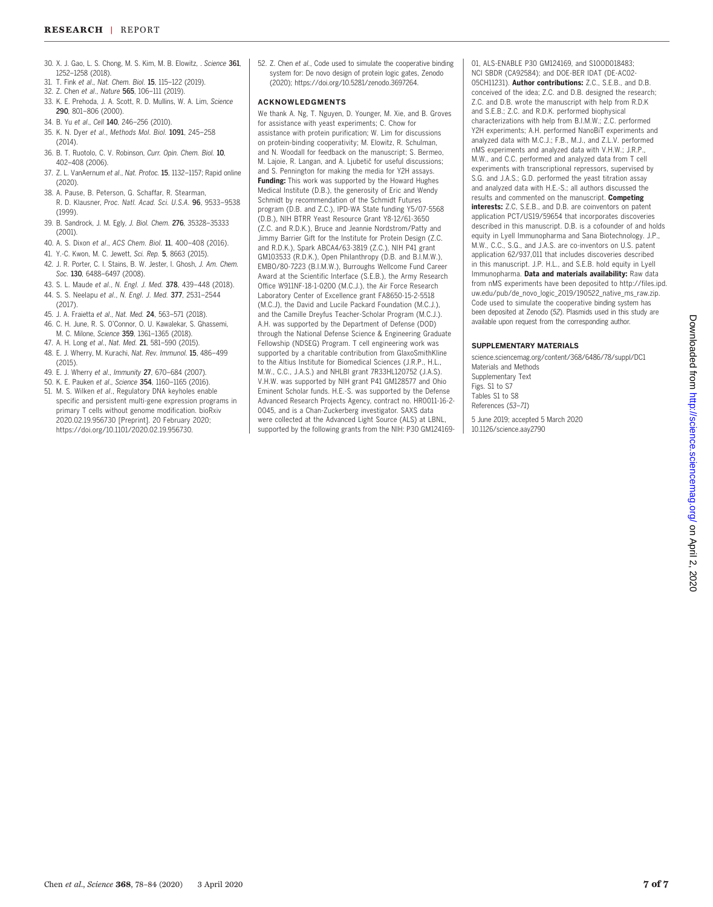30. X. J. Gao, L. S. Chong, M. S. Kim, M. B. Elowitz, . *Science* **361**, 1252–1258 (2018).
31. T. Fink *et al.*, *Nat. Chem. Biol.* **15**, 115–122 (2019).
32. Z. Chen *et al.*, *Nature* **565**, 106–111 (2019).
33. K. E. Prehoda, J. A. Scott, R. D. Mullins, W. A. Lim, *Science* **290**, 801–806 (2000).
34. B. Yu *et al.*, *Cell* **140**, 246–256 (2010).
35. K. N. Dyer *et al.*, *Methods Mol. Biol.* **1091**, 245–258 (2014).
36. B. T. Ruotolo, C. V. Robinson, *Curr. Opin. Chem. Biol.* **10**, 402–408 (2006).
37. Z. L. VanAernum *et al.*, *Nat. Protoc.* **15**, 1132–1157; Rapid online (2020).
38. A. Pause, B. Peterson, G. Schaffar, R. Stearman, R. D. Klausner, *Proc. Natl. Acad. Sci. U.S.A.* **96**, 9533–9538 (1999).
39. B. Sandrock, J. M. Egly, *J. Biol. Chem.* **276**, 35328–35333 (2001).
40. A. S. Dixon *et al.*, *ACS Chem. Biol.* **11**, 400–408 (2016).
41. Y.-C. Kwon, M. C. Jewett, *Sci. Rep.* **5**, 8663 (2015).
42. J. R. Porter, C. I. Stains, B. W. Jester, I. Ghosh, *J. Am. Chem. Soc.* **130**, 6488–6497 (2008).
43. S. L. Maude *et al.*, *N. Engl. J. Med.* **378**, 439–448 (2018).
44. S. S. Neelapu *et al.*, *N. Engl. J. Med.* **377**, 2531–2544 (2017).
45. J. A. Fraietta *et al.*, *Nat. Med.* **24**, 563–571 (2018).
46. C. H. June, R. S. O'Connor, O. U. Kawalekar, S. Ghassemi, M. C. Milone, *Science* **359**, 1361–1365 (2018).
47. A. H. Long *et al.*, *Nat. Med.* **21**, 581–590 (2015).
48. E. J. Wherry, M. Kurachi, *Nat. Rev. Immunol.* **15**, 486–499 (2015).
49. E. J. Wherry *et al.*, *Immunity* **27**, 670–684 (2007).
50. K. E. Pauken *et al.*, *Science* **354**, 1160–1165 (2016).
51. M. S. Wilken *et al.*, Regulatory DNA keyholes enable specific and persistent multi-gene expression programs in primary T cells without genome modification. bioRxiv 2020.02.19.956730 [Preprint]. 20 February 2020; https://doi.org/10.1101/2020.02.19.956730.
52. Z. Chen *et al.*, Code used to simulate the cooperative binding system for: De novo design of protein logic gates, Zenodo (2020); https://doi.org/10.5281/zenodo.3697264.

## ACKNOWLEDGMENTS

We thank A. Ng, T. Nguyen, D. Younger, M. Xie, and B. Groves for assistance with yeast experiments; C. Chow for assistance with protein purification; W. Lim for discussions on protein-binding cooperativity; M. Elowitz, R. Schulman, and N. Woodall for feedback on the manuscript; S. Bermeo, M. Lajoie, R. Langan, and A. Ljubetič for useful discussions; and S. Pennington for making the media for Y2H assays. **Funding:** This work was supported by the Howard Hughes Medical Institute (D.B.), the generosity of Eric and Wendy Schmidt by recommendation of the Schmidt Futures program (D.B. and Z.C.), IPD-WA State funding Y5/07-5568 (D.B.), NIH BTRR Yeast Resource Grant Y8-12/61-3650 (Z.C. and R.D.K.), Bruce and Jeannie Nordstrom/Patty and Jimmy Barrier Gift for the Institute for Protein Design (Z.C. and R.D.K.), Spark ABCA4/63-3819 (Z.C.), NIH P41 grant GM103533 (R.D.K.), Open Philanthropy (D.B. and B.I.M.W.), EMBO/80-7223 (B.I.M.W.), Burroughs Wellcome Fund Career Award at the Scientific Interface (S.E.B.), the Army Research Office W911NF-18-1-0200 (M.C.J.), the Air Force Research Laboratory Center of Excellence grant FA8650-15-2-5518 (M.C.J), the David and Lucile Packard Foundation (M.C.J.), and the Camille Dreyfus Teacher-Scholar Program (M.C.J.). A.H. was supported by the Department of Defense (DOD) through the National Defense Science & Engineering Graduate Fellowship (NDSEG) Program. T cell engineering work was supported by a charitable contribution from GlaxoSmithKline to the Altius Institute for Biomedical Sciences (J.R.P., H.L., M.W., C.C., J.A.S.) and NHLBI grant 7R33HL120752 (J.A.S). V.H.W. was supported by NIH grant P41 GM128577 and Ohio Eminent Scholar funds. H.E.-S. was supported by the Defense Advanced Research Projects Agency, contract no. HR0011-16-2-0045, and is a Chan-Zuckerberg investigator. SAXS data were collected at the Advanced Light Source (ALS) at LBNL, supported by the following grants from the NIH: P30 GM124169-01, ALS-ENABLE P30 GM124169, and S10OD018483; NCI SBDR (CA92584); and DOE-BER IDAT (DE-AC02-05CH11231). **Author contributions:** Z.C., S.E.B., and D.B. conceived of the idea; Z.C. and D.B. designed the research; Z.C. and D.B. wrote the manuscript with help from R.D.K and S.E.B.; Z.C. and R.D.K. performed biophysical characterizations with help from B.I.M.W.; Z.C. performed Y2H experiments; A.H. performed NanoBiT experiments and analyzed data with M.C.J.; F.B., M.J., and Z.L.V. performed nMS experiments and analyzed data with V.H.W.; J.R.P., M.W., and C.C. performed and analyzed data from T cell experiments with transcriptional repressors, supervised by S.G. and J.A.S.; G.D. performed the yeast titration assay and analyzed data with H.E.-S.; all authors discussed the results and commented on the manuscript. **Competing interests:** Z.C, S.E.B., and D.B. are coinventors on patent application PCT/US19/59654 that incorporates discoveries described in this manuscript. D.B. is a cofounder of and holds equity in Lyell Immunopharma and Sana Biotechnology. J.P., M.W., C.C., S.G., and J.A.S. are co-inventors on U.S. patent application 62/937,011 that includes discoveries described in this manuscript. J.P. H.L., and S.E.B. hold equity in Lyell Immunopharma. **Data and materials availability:** Raw data from nMS experiments have been deposited to http://files.ipd.uw.edu/pub/de_novo_logic_2019/190522_native_ms_raw.zip. Code used to simulate the cooperative binding system has been deposited at Zenodo (*52*). Plasmids used in this study are available upon request from the corresponding author.

## SUPPLEMENTARY MATERIALS

science.sciencemag.org/content/368/6486/78/suppl/DC1
Materials and Methods
Supplementary Text
Figs. S1 to S7
Tables S1 to S8
References (*53*–*71*)

5 June 2019; accepted 5 March 2020
10.1126/science.aay2790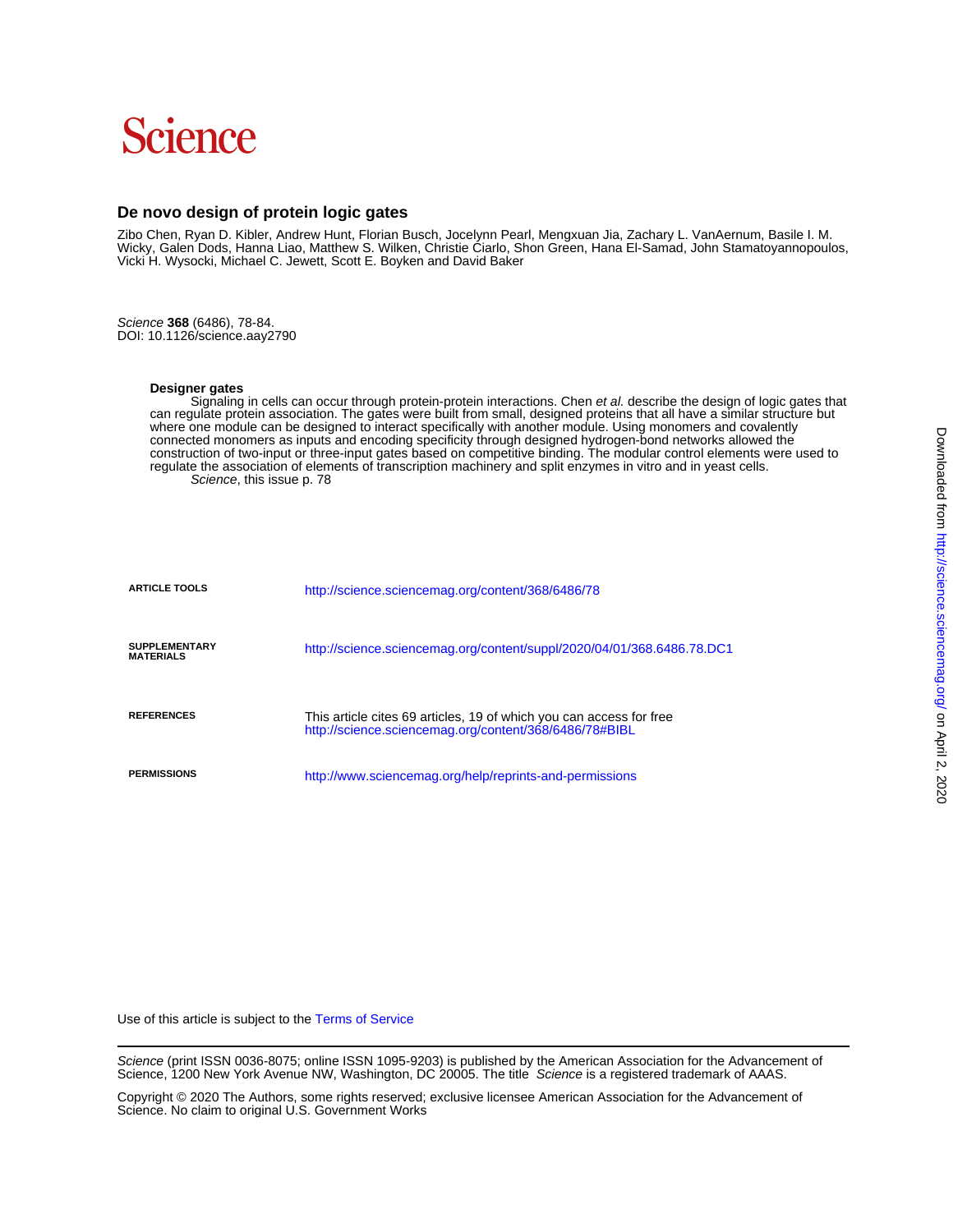# Science

## De novo design of protein logic gates

Zibo Chen, Ryan D. Kibler, Andrew Hunt, Florian Busch, Jocelynn Pearl, Mengxuan Jia, Zachary L. VanAernum, Basile I. M. Wicky, Galen Dods, Hanna Liao, Matthew S. Wilken, Christie Ciarlo, Shon Green, Hana El-Samad, John Stamatoyannopoulos, Vicki H. Wysocki, Michael C. Jewett, Scott E. Boyken and David Baker

*Science* **368** (6486), 78-84.
DOI: 10.1126/science.aay2790

**Designer gates**

Signaling in cells can occur through protein-protein interactions. Chen *et al.* describe the design of logic gates that can regulate protein association. The gates were built from small, designed proteins that all have a similar structure but where one module can be designed to interact specifically with another module. Using monomers and covalently connected monomers as inputs and encoding specificity through designed hydrogen-bond networks allowed the construction of two-input or three-input gates based on competitive binding. The modular control elements were used to regulate the association of elements of transcription machinery and split enzymes in vitro and in yeast cells.

*Science*, this issue p. 78

| | |
|---|---|
| **ARTICLE TOOLS** | http://science.sciencemag.org/content/368/6486/78 |
| **SUPPLEMENTARY MATERIALS** | http://science.sciencemag.org/content/suppl/2020/04/01/368.6486.78.DC1 |
| **REFERENCES** | This article cites 69 articles, 19 of which you can access for free http://science.sciencemag.org/content/368/6486/78#BIBL |
| **PERMISSIONS** | http://www.sciencemag.org/help/reprints-and-permissions |

Use of this article is subject to the Terms of Service

*Science* (print ISSN 0036-8075; online ISSN 1095-9203) is published by the American Association for the Advancement of Science, 1200 New York Avenue NW, Washington, DC 20005. The title *Science* is a registered trademark of AAAS.

Copyright © 2020 The Authors, some rights reserved; exclusive licensee American Association for the Advancement of Science. No claim to original U.S. Government Works

Downloaded from http://science.sciencemag.org/ on April 2, 2020